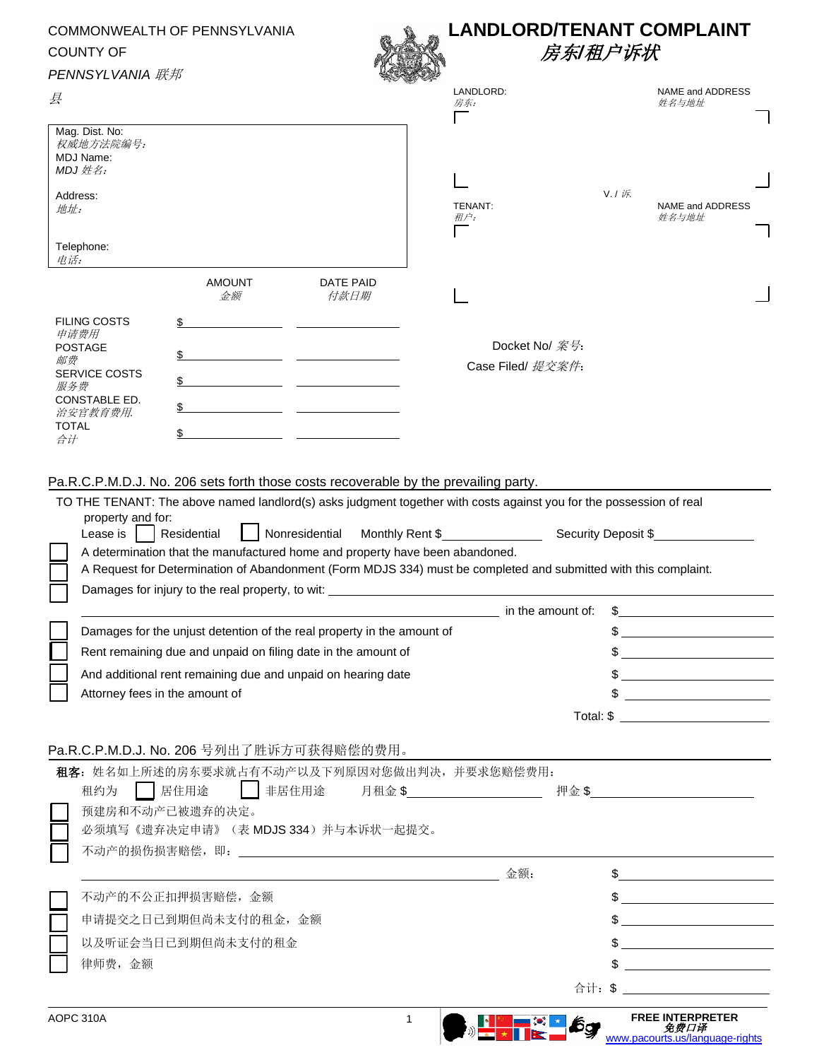COMMONWEALTH OF PENNSYLVANIA
COUNTY OF
*PENNSYLVANIA 联邦*
*县*

# LANDLORD/TENANT COMPLAINT
## *房东/租户诉状*

Mag. Dist. No:
*权威地方法院编号：*
MDJ Name:
*MDJ 姓名：*
Address:
*地址：*
Telephone:
*电话：*

LANDLORD: *房东：* NAME and ADDRESS *姓名与地址*

V. / *诉*

TENANT: *租户：* NAME and ADDRESS *姓名与地址*

| | AMOUNT *金额* | DATE PAID *付款日期* |
|---|---|---|
| FILING COSTS *申请费用* | $ | |
| POSTAGE *邮费* | $ | |
| SERVICE COSTS *服务费* | $ | |
| CONSTABLE ED. *治安官教育费用.* | $ | |
| TOTAL *合计* | $ | |

Docket No/ *案号*:
Case Filed/ *提交案件*:

Pa.R.C.P.M.D.J. No. 206 sets forth those costs recoverable by the prevailing party.

TO THE TENANT: The above named landlord(s) asks judgment together with costs against you for the possession of real property and for:

Lease is ☐ Residential ☐ Nonresidential Monthly Rent $\_\_\_\_\_\_\_\_ Security Deposit $\_\_\_\_\_\_\_\_

☐ A determination that the manufactured home and property have been abandoned.
☐ A Request for Determination of Abandonment (Form MDJS 334) must be completed and submitted with this complaint.
☐ Damages for injury to the real property, to wit: \_\_\_\_\_\_\_\_ in the amount of: $\_\_\_\_\_\_\_\_

☐ Damages for the unjust detention of the real property in the amount of $\_\_\_\_\_\_\_\_
☐ Rent remaining due and unpaid on filing date in the amount of $\_\_\_\_\_\_\_\_
☐ And additional rent remaining due and unpaid on hearing date $\_\_\_\_\_\_\_\_
☐ Attorney fees in the amount of $\_\_\_\_\_\_\_\_

Total: $\_\_\_\_\_\_\_\_

Pa.R.C.P.M.D.J. No. 206 号列出了胜诉方可获得赔偿的费用。

**租客**：姓名如上所述的房东要求就占有不动产以及下列原因对您做出判决，并要求您赔偿费用：

租约为 ☐ 居住用途 ☐ 非居住用途 月租金 $\_\_\_\_\_\_\_\_ 押金 $\_\_\_\_\_\_\_\_

☐ 预建房和不动产已被遗弃的决定。
☐ 必须填写《遗弃决定申请》（表 MDJS 334）并与本诉状一起提交。
☐ 不动产的损伤损害赔偿，即：\_\_\_\_\_\_\_\_ 金额： $\_\_\_\_\_\_\_\_

☐ 不动产的不公正扣押损害赔偿，金额 $\_\_\_\_\_\_\_\_
☐ 申请提交之日已到期但尚未支付的租金，金额 $\_\_\_\_\_\_\_\_
☐ 以及听证会当日已到期但尚未支付的租金 $\_\_\_\_\_\_\_\_
☐ 律师费，金额 $\_\_\_\_\_\_\_\_

合计：$\_\_\_\_\_\_\_\_

AOPC 310A

FREE INTERPRETER
*免费口译*
www.pacourts.us/language-rights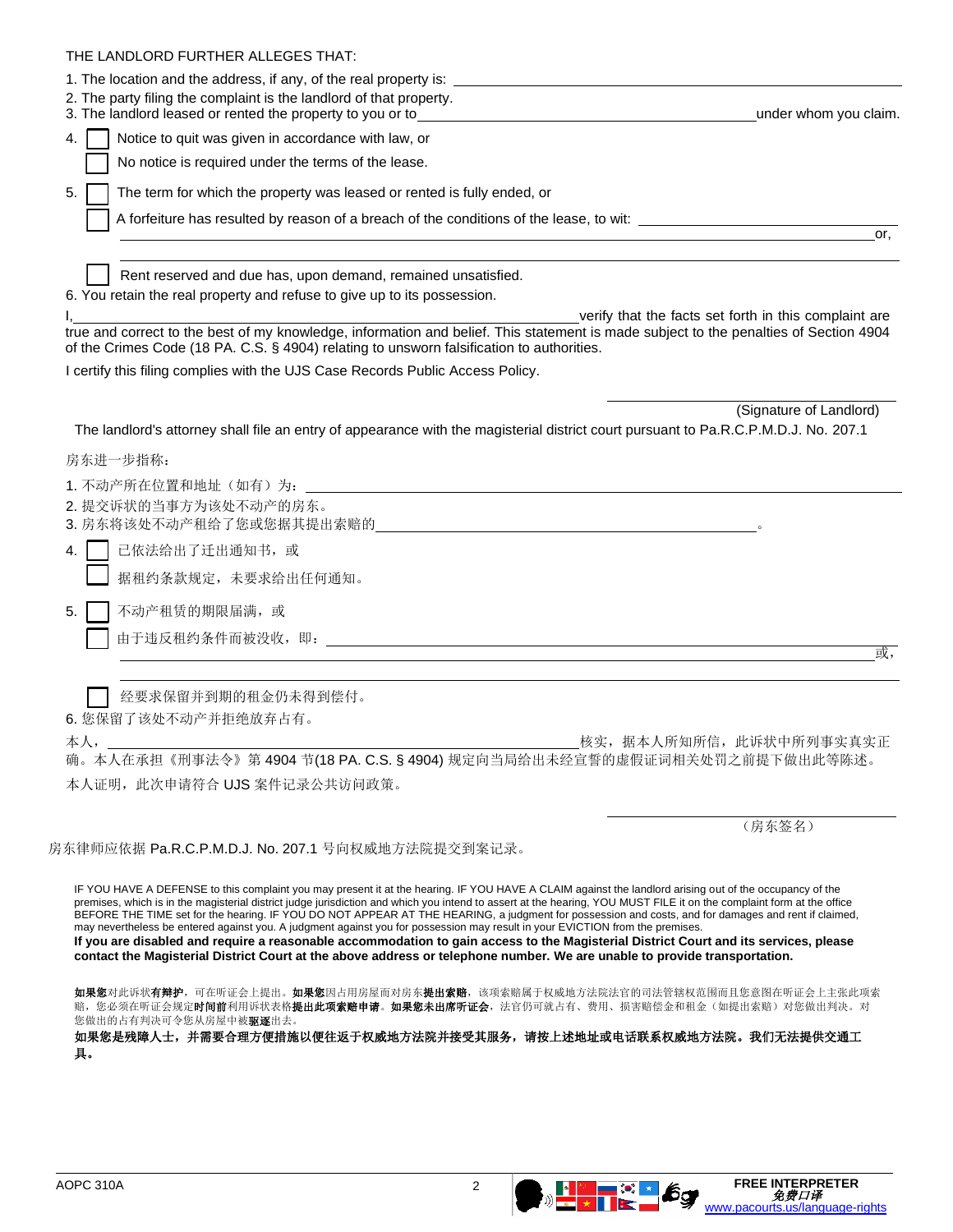THE LANDLORD FURTHER ALLEGES THAT:

1. The location and the address, if any, of the real property is: ______________________________

2. The party filing the complaint is the landlord of that property.

3. The landlord leased or rented the property to you or to ______________________________ under whom you claim.

4. ☐ Notice to quit was given in accordance with law, or

   ☐ No notice is required under the terms of the lease.

5. ☐ The term for which the property was leased or rented is fully ended, or

   ☐ A forfeiture has resulted by reason of a breach of the conditions of the lease, to wit: ______________________________ or,

   ☐ Rent reserved and due has, upon demand, remained unsatisfied.

6. You retain the real property and refuse to give up to its possession.

I, ______________________________ verify that the facts set forth in this complaint are true and correct to the best of my knowledge, information and belief. This statement is made subject to the penalties of Section 4904 of the Crimes Code (18 PA. C.S. § 4904) relating to unsworn falsification to authorities.

I certify this filing complies with the UJS Case Records Public Access Policy.

______________________________
(Signature of Landlord)

The landlord's attorney shall file an entry of appearance with the magisterial district court pursuant to Pa.R.C.P.M.D.J. No. 207.1

房东进一步指称：

1. 不动产所在位置和地址（如有）为：______________________________

2. 提交诉状的当事方为该处不动产的房东。

3. 房东将该处不动产租给了您或您据其提出索赔的______________________________。

4. ☐ 已依法给出了迁出通知书，或

   ☐ 据租约条款规定，未要求给出任何通知。

5. ☐ 不动产租赁的期限届满，或

   ☐ 由于违反租约条件而被没收，即：______________________________ 或，

   ☐ 经要求保留并到期的租金仍未得到偿付。

6. 您保留了该处不动产并拒绝放弃占有。

本人，______________________________ 核实，据本人所知所信，此诉状中所列事实真实正确。本人在承担《刑事法令》第 4904 节(18 PA. C.S. § 4904) 规定向当局给出未经宣誓的虚假证词相关处罚之前提下做出此等陈述。

本人证明，此次申请符合 UJS 案件记录公共访问政策。

______________________________
（房东签名）

房东律师应依据 Pa.R.C.P.M.D.J. No. 207.1 号向权威地方法院提交到案记录。

IF YOU HAVE A DEFENSE to this complaint you may present it at the hearing. IF YOU HAVE A CLAIM against the landlord arising out of the occupancy of the premises, which is in the magisterial district judge jurisdiction and which you intend to assert at the hearing, YOU MUST FILE it on the complaint form at the office BEFORE THE TIME set for the hearing. IF YOU DO NOT APPEAR AT THE HEARING, a judgment for possession and costs, and for damages and rent if claimed, may nevertheless be entered against you. A judgment against you for possession may result in your EVICTION from the premises.

**If you are disabled and require a reasonable accommodation to gain access to the Magisterial District Court and its services, please contact the Magisterial District Court at the above address or telephone number. We are unable to provide transportation.**

**如果您**对此诉状**有辩护**，可在听证会上提出。**如果您**因占用房屋而对房东**提出索赔**，该项索赔属于权威地方法院法官的司法管辖权范围而且您意图在听证会上主张此项索赔，您必须在听证会规定**时间前**利用诉状表格**提出此项索赔申请**。**如果您未出席听证会**，法官仍可就占有、费用、损害赔偿金和租金（如提出索赔）对您做出判决。对您做出的占有判决可令您从房屋中被**驱逐**出去。

**如果您是残障人士，并需要合理方便措施以便往返于权威地方法院并接受其服务，请按上述地址或电话联系权威地方法院。我们无法提供交通工具。**

AOPC 310A

FREE INTERPRETER
*免费口译*
www.pacourts.us/language-rights